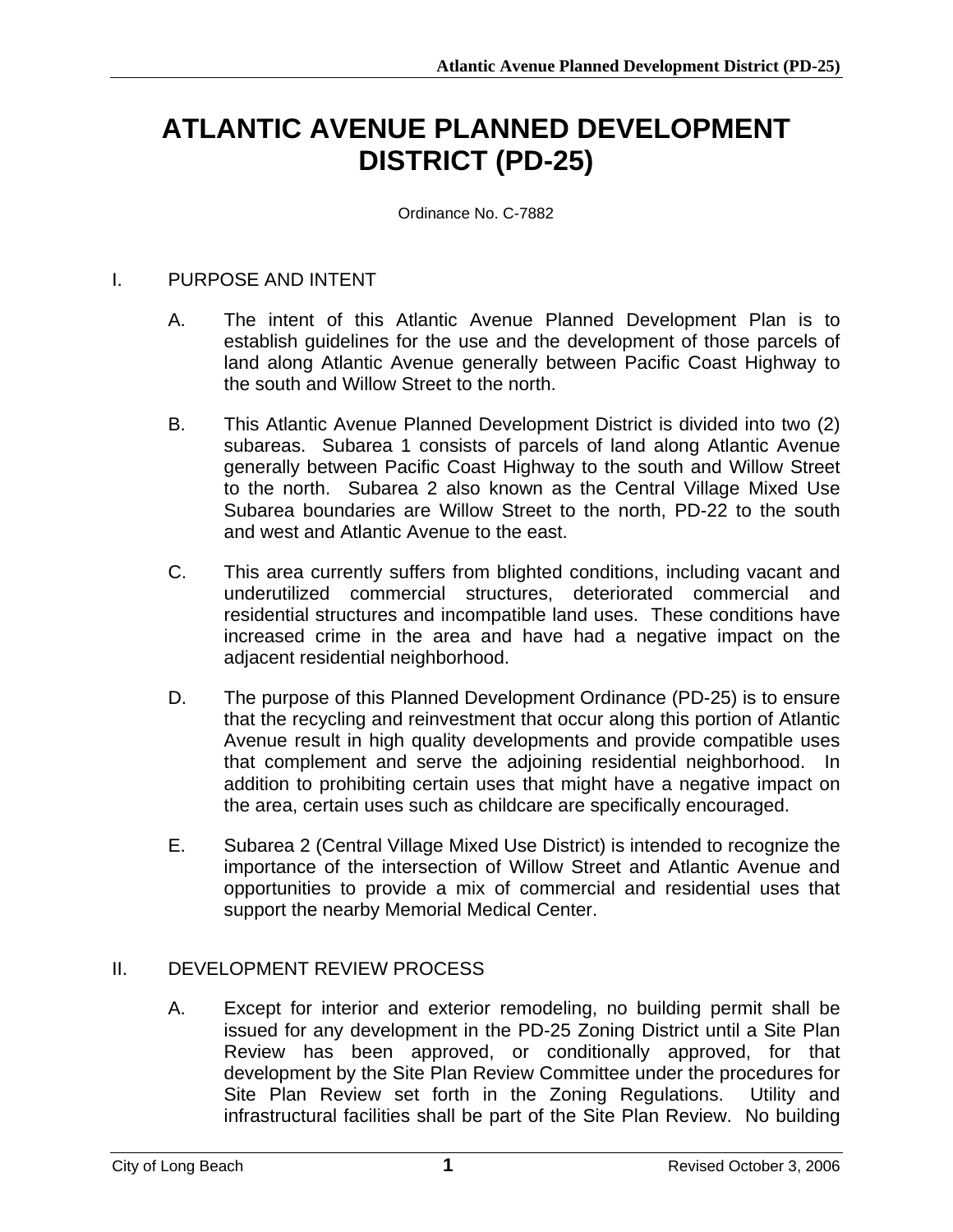# ATLANTIC AVENUE PLANNED DEVELOPMENT DISTRICT (PD-25)

Ordinance No. C-7882

## I. PURPOSE AND INTENT

A. The intent of this Atlantic Avenue Planned Development Plan is to establish guidelines for the use and the development of those parcels of land along Atlantic Avenue generally between Pacific Coast Highway to the south and Willow Street to the north.

B. This Atlantic Avenue Planned Development District is divided into two (2) subareas. Subarea 1 consists of parcels of land along Atlantic Avenue generally between Pacific Coast Highway to the south and Willow Street to the north. Subarea 2 also known as the Central Village Mixed Use Subarea boundaries are Willow Street to the north, PD-22 to the south and west and Atlantic Avenue to the east.

C. This area currently suffers from blighted conditions, including vacant and underutilized commercial structures, deteriorated commercial and residential structures and incompatible land uses. These conditions have increased crime in the area and have had a negative impact on the adjacent residential neighborhood.

D. The purpose of this Planned Development Ordinance (PD-25) is to ensure that the recycling and reinvestment that occur along this portion of Atlantic Avenue result in high quality developments and provide compatible uses that complement and serve the adjoining residential neighborhood. In addition to prohibiting certain uses that might have a negative impact on the area, certain uses such as childcare are specifically encouraged.

E. Subarea 2 (Central Village Mixed Use District) is intended to recognize the importance of the intersection of Willow Street and Atlantic Avenue and opportunities to provide a mix of commercial and residential uses that support the nearby Memorial Medical Center.

## II. DEVELOPMENT REVIEW PROCESS

A. Except for interior and exterior remodeling, no building permit shall be issued for any development in the PD-25 Zoning District until a Site Plan Review has been approved, or conditionally approved, for that development by the Site Plan Review Committee under the procedures for Site Plan Review set forth in the Zoning Regulations. Utility and infrastructural facilities shall be part of the Site Plan Review. No building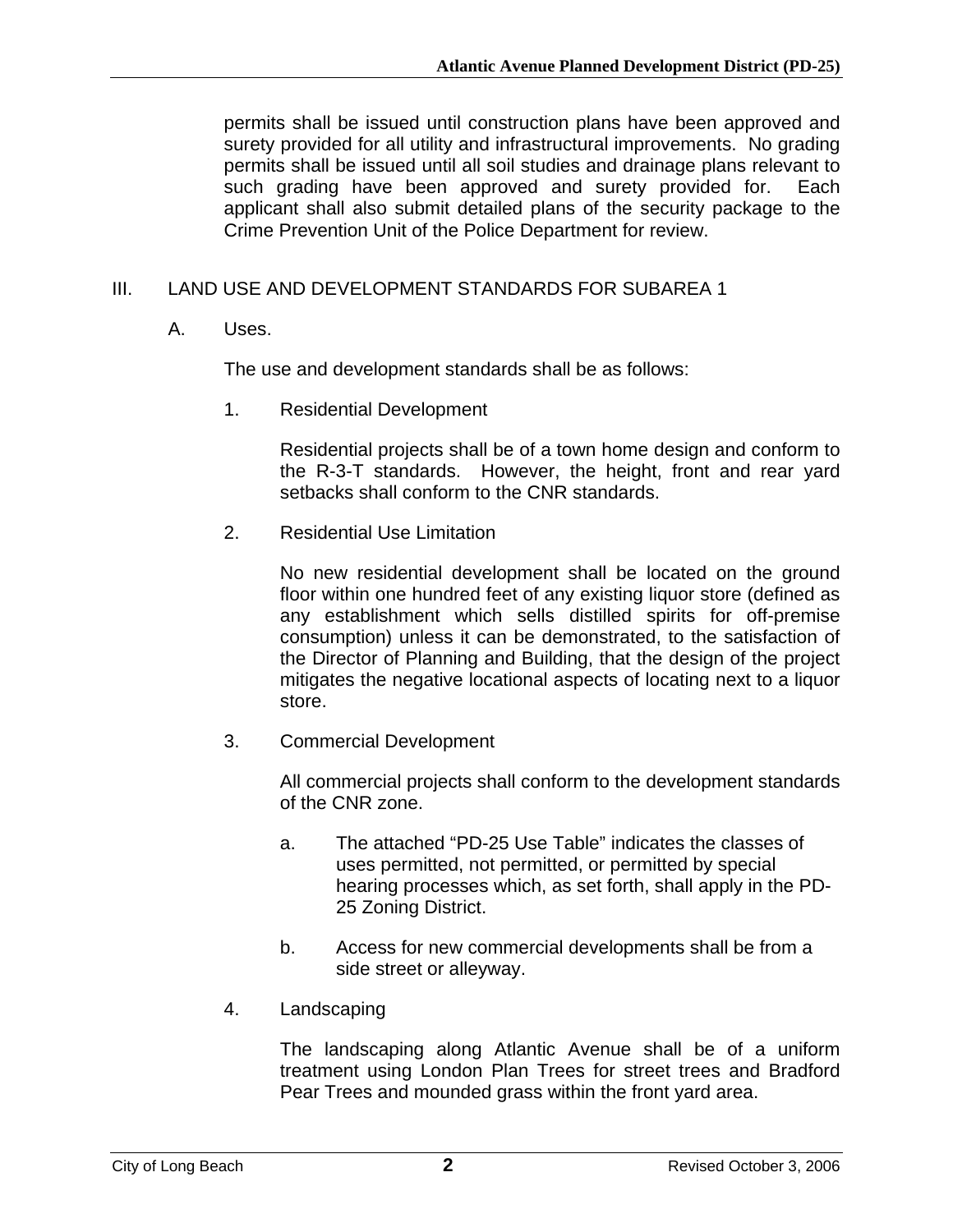permits shall be issued until construction plans have been approved and surety provided for all utility and infrastructural improvements. No grading permits shall be issued until all soil studies and drainage plans relevant to such grading have been approved and surety provided for. Each applicant shall also submit detailed plans of the security package to the Crime Prevention Unit of the Police Department for review.

## III. LAND USE AND DEVELOPMENT STANDARDS FOR SUBAREA 1

### A. Uses.

The use and development standards shall be as follows:

1. Residential Development

   Residential projects shall be of a town home design and conform to the R-3-T standards. However, the height, front and rear yard setbacks shall conform to the CNR standards.

2. Residential Use Limitation

   No new residential development shall be located on the ground floor within one hundred feet of any existing liquor store (defined as any establishment which sells distilled spirits for off-premise consumption) unless it can be demonstrated, to the satisfaction of the Director of Planning and Building, that the design of the project mitigates the negative locational aspects of locating next to a liquor store.

3. Commercial Development

   All commercial projects shall conform to the development standards of the CNR zone.

   a. The attached “PD-25 Use Table” indicates the classes of uses permitted, not permitted, or permitted by special hearing processes which, as set forth, shall apply in the PD-25 Zoning District.

   b. Access for new commercial developments shall be from a side street or alleyway.

4. Landscaping

   The landscaping along Atlantic Avenue shall be of a uniform treatment using London Plan Trees for street trees and Bradford Pear Trees and mounded grass within the front yard area.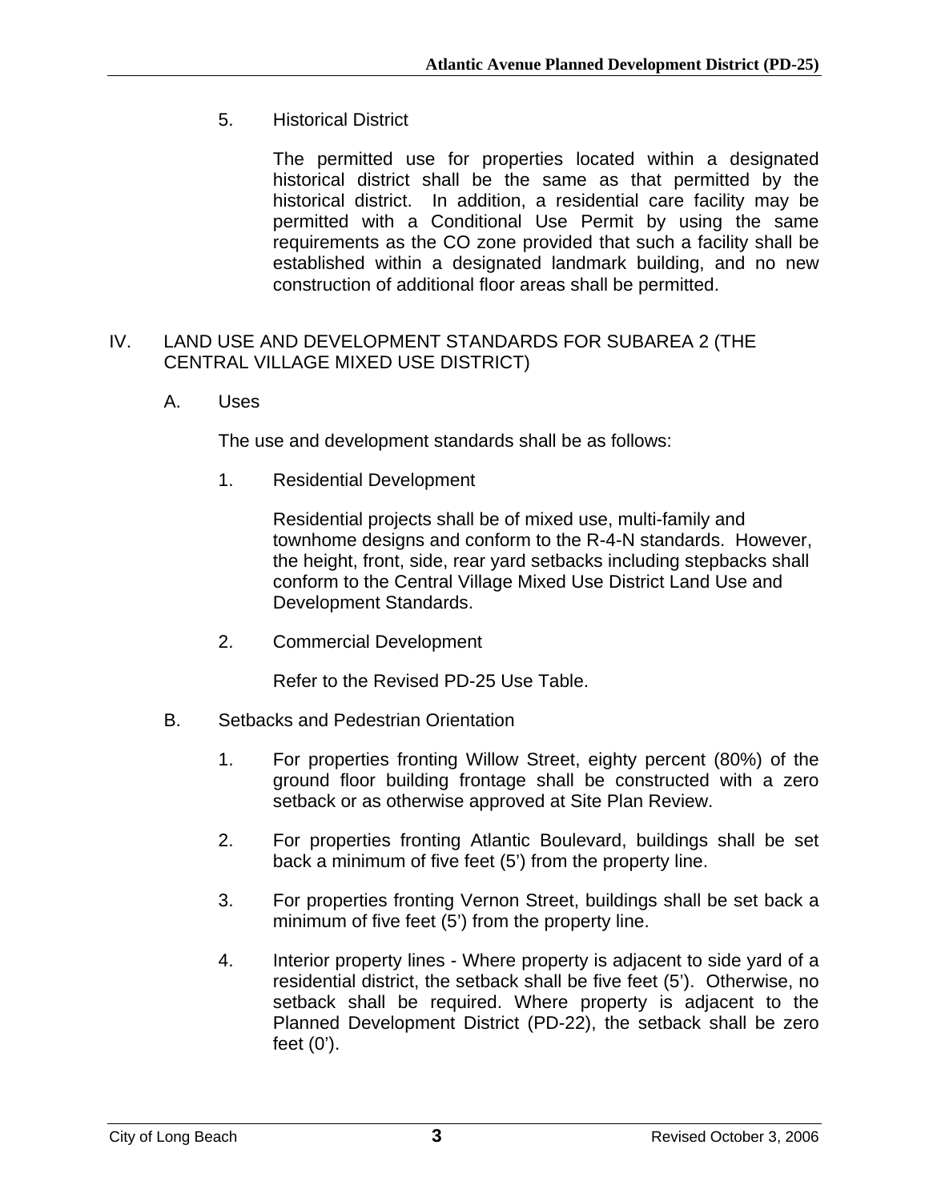5. Historical District

   The permitted use for properties located within a designated historical district shall be the same as that permitted by the historical district. In addition, a residential care facility may be permitted with a Conditional Use Permit by using the same requirements as the CO zone provided that such a facility shall be established within a designated landmark building, and no new construction of additional floor areas shall be permitted.

## IV. LAND USE AND DEVELOPMENT STANDARDS FOR SUBAREA 2 (THE CENTRAL VILLAGE MIXED USE DISTRICT)

### A. Uses

The use and development standards shall be as follows:

1. Residential Development

   Residential projects shall be of mixed use, multi-family and townhome designs and conform to the R-4-N standards. However, the height, front, side, rear yard setbacks including stepbacks shall conform to the Central Village Mixed Use District Land Use and Development Standards.

2. Commercial Development

   Refer to the Revised PD-25 Use Table.

### B. Setbacks and Pedestrian Orientation

1. For properties fronting Willow Street, eighty percent (80%) of the ground floor building frontage shall be constructed with a zero setback or as otherwise approved at Site Plan Review.

2. For properties fronting Atlantic Boulevard, buildings shall be set back a minimum of five feet (5') from the property line.

3. For properties fronting Vernon Street, buildings shall be set back a minimum of five feet (5') from the property line.

4. Interior property lines - Where property is adjacent to side yard of a residential district, the setback shall be five feet (5'). Otherwise, no setback shall be required. Where property is adjacent to the Planned Development District (PD-22), the setback shall be zero feet (0').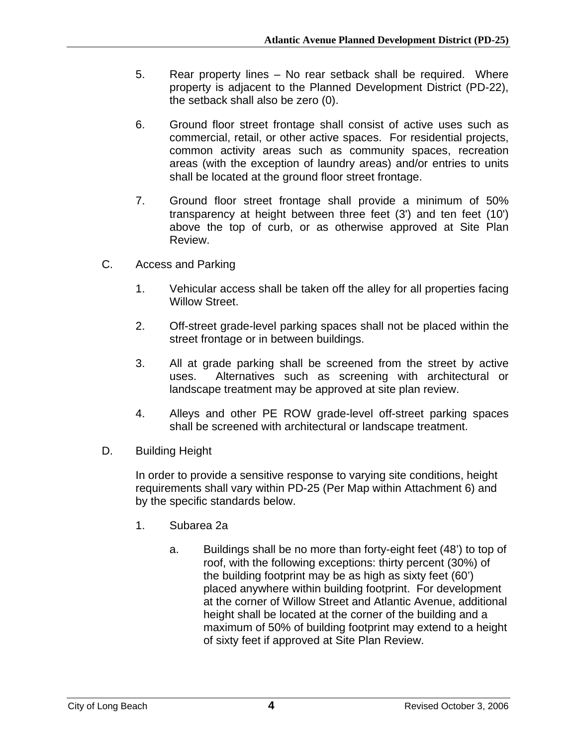5. Rear property lines – No rear setback shall be required. Where property is adjacent to the Planned Development District (PD-22), the setback shall also be zero (0).

6. Ground floor street frontage shall consist of active uses such as commercial, retail, or other active spaces. For residential projects, common activity areas such as community spaces, recreation areas (with the exception of laundry areas) and/or entries to units shall be located at the ground floor street frontage.

7. Ground floor street frontage shall provide a minimum of 50% transparency at height between three feet (3') and ten feet (10') above the top of curb, or as otherwise approved at Site Plan Review.

C. Access and Parking

1. Vehicular access shall be taken off the alley for all properties facing Willow Street.

2. Off-street grade-level parking spaces shall not be placed within the street frontage or in between buildings.

3. All at grade parking shall be screened from the street by active uses. Alternatives such as screening with architectural or landscape treatment may be approved at site plan review.

4. Alleys and other PE ROW grade-level off-street parking spaces shall be screened with architectural or landscape treatment.

D. Building Height

In order to provide a sensitive response to varying site conditions, height requirements shall vary within PD-25 (Per Map within Attachment 6) and by the specific standards below.

1. Subarea 2a

   a. Buildings shall be no more than forty-eight feet (48') to top of roof, with the following exceptions: thirty percent (30%) of the building footprint may be as high as sixty feet (60') placed anywhere within building footprint. For development at the corner of Willow Street and Atlantic Avenue, additional height shall be located at the corner of the building and a maximum of 50% of building footprint may extend to a height of sixty feet if approved at Site Plan Review.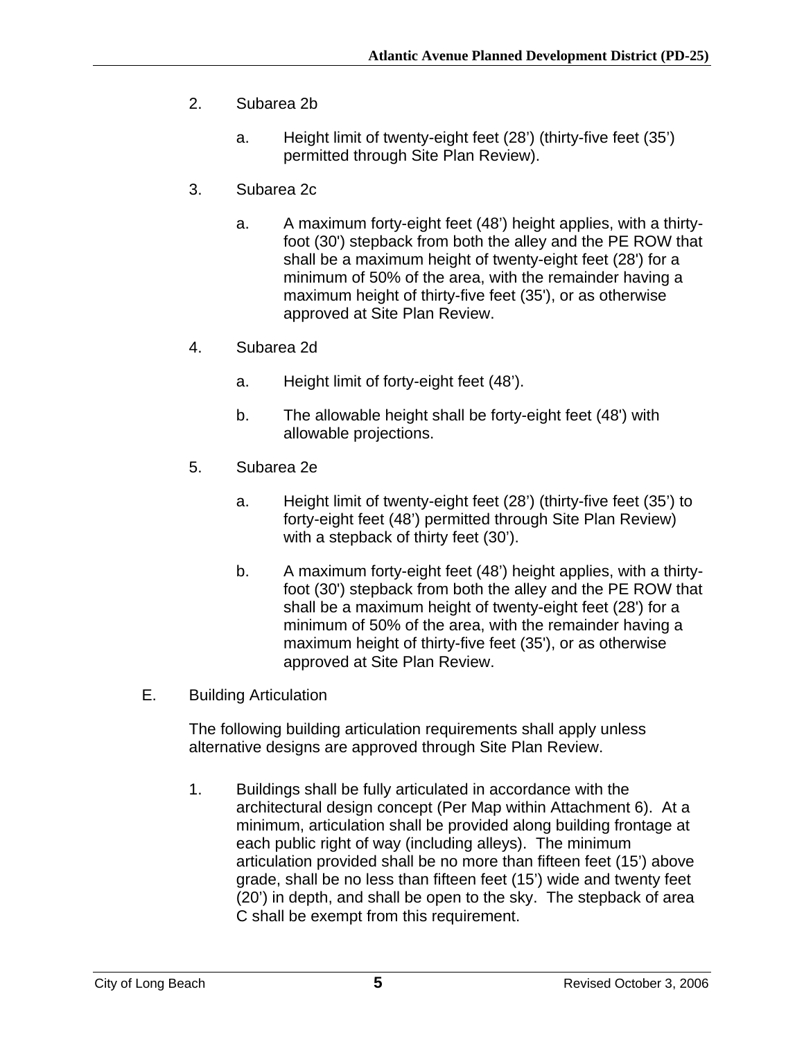2. Subarea 2b

   a. Height limit of twenty-eight feet (28’) (thirty-five feet (35’) permitted through Site Plan Review).

3. Subarea 2c

   a. A maximum forty-eight feet (48’) height applies, with a thirty-foot (30') stepback from both the alley and the PE ROW that shall be a maximum height of twenty-eight feet (28') for a minimum of 50% of the area, with the remainder having a maximum height of thirty-five feet (35'), or as otherwise approved at Site Plan Review.

4. Subarea 2d

   a. Height limit of forty-eight feet (48’).

   b. The allowable height shall be forty-eight feet (48') with allowable projections.

5. Subarea 2e

   a. Height limit of twenty-eight feet (28’) (thirty-five feet (35’) to forty-eight feet (48’) permitted through Site Plan Review) with a stepback of thirty feet (30’).

   b. A maximum forty-eight feet (48’) height applies, with a thirty-foot (30') stepback from both the alley and the PE ROW that shall be a maximum height of twenty-eight feet (28') for a minimum of 50% of the area, with the remainder having a maximum height of thirty-five feet (35'), or as otherwise approved at Site Plan Review.

E. Building Articulation

The following building articulation requirements shall apply unless alternative designs are approved through Site Plan Review.

1. Buildings shall be fully articulated in accordance with the architectural design concept (Per Map within Attachment 6). At a minimum, articulation shall be provided along building frontage at each public right of way (including alleys). The minimum articulation provided shall be no more than fifteen feet (15’) above grade, shall be no less than fifteen feet (15’) wide and twenty feet (20’) in depth, and shall be open to the sky. The stepback of area C shall be exempt from this requirement.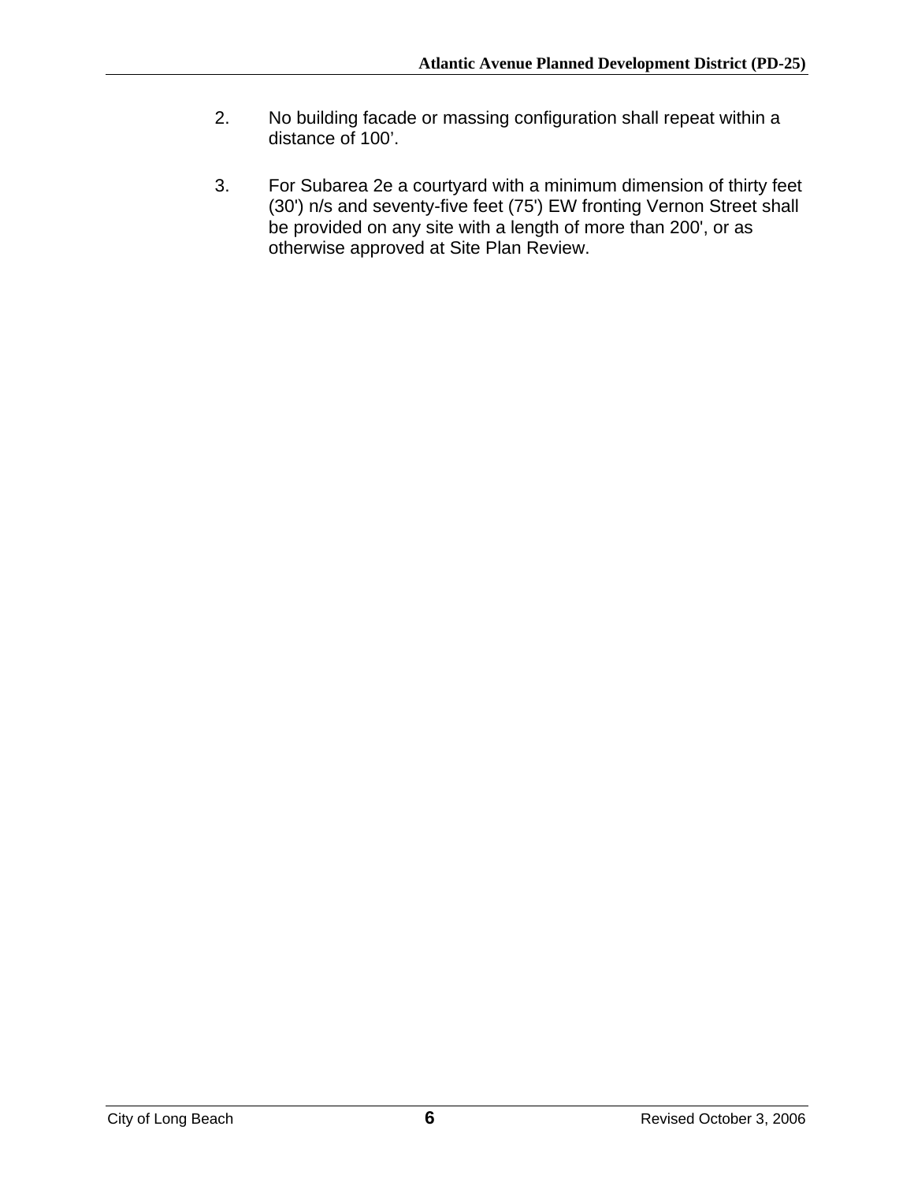2. No building facade or massing configuration shall repeat within a distance of 100'.

3. For Subarea 2e a courtyard with a minimum dimension of thirty feet (30') n/s and seventy-five feet (75') EW fronting Vernon Street shall be provided on any site with a length of more than 200', or as otherwise approved at Site Plan Review.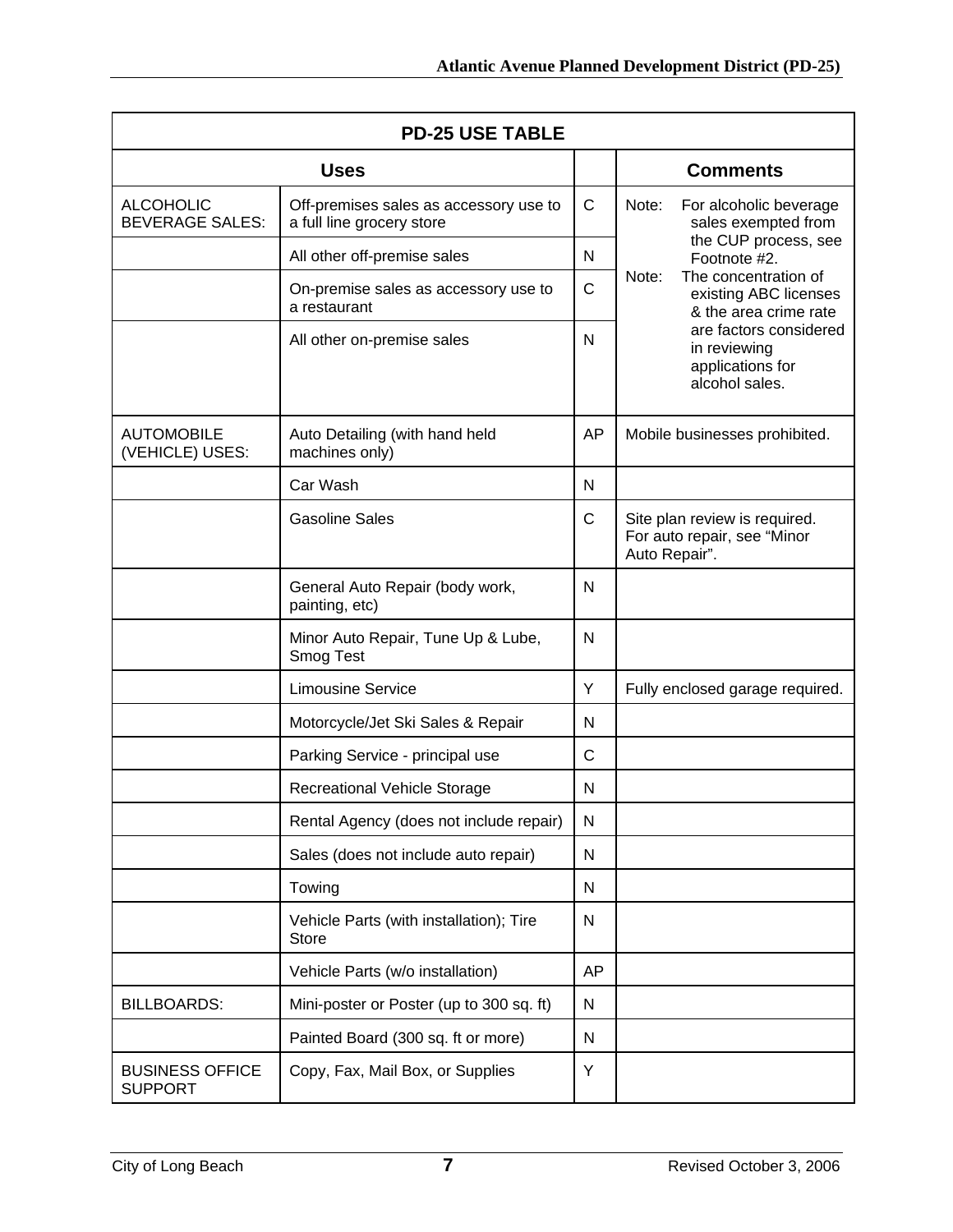| PD-25 USE TABLE | | | |
|---|---|---|---|
| **Uses** | | | **Comments** |
| ALCOHOLIC BEVERAGE SALES: | Off-premises sales as accessory use to a full line grocery store | C | Note: For alcoholic beverage sales exempted from the CUP process, see Footnote #2. Note: The concentration of existing ABC licenses & the area crime rate are factors considered in reviewing applications for alcohol sales. |
| | All other off-premise sales | N | |
| | On-premise sales as accessory use to a restaurant | C | |
| | All other on-premise sales | N | |
| AUTOMOBILE (VEHICLE) USES: | Auto Detailing (with hand held machines only) | AP | Mobile businesses prohibited. |
| | Car Wash | N | |
| | Gasoline Sales | C | Site plan review is required. For auto repair, see "Minor Auto Repair". |
| | General Auto Repair (body work, painting, etc) | N | |
| | Minor Auto Repair, Tune Up & Lube, Smog Test | N | |
| | Limousine Service | Y | Fully enclosed garage required. |
| | Motorcycle/Jet Ski Sales & Repair | N | |
| | Parking Service - principal use | C | |
| | Recreational Vehicle Storage | N | |
| | Rental Agency (does not include repair) | N | |
| | Sales (does not include auto repair) | N | |
| | Towing | N | |
| | Vehicle Parts (with installation); Tire Store | N | |
| | Vehicle Parts (w/o installation) | AP | |
| BILLBOARDS: | Mini-poster or Poster (up to 300 sq. ft) | N | |
| | Painted Board (300 sq. ft or more) | N | |
| BUSINESS OFFICE SUPPORT | Copy, Fax, Mail Box, or Supplies | Y | |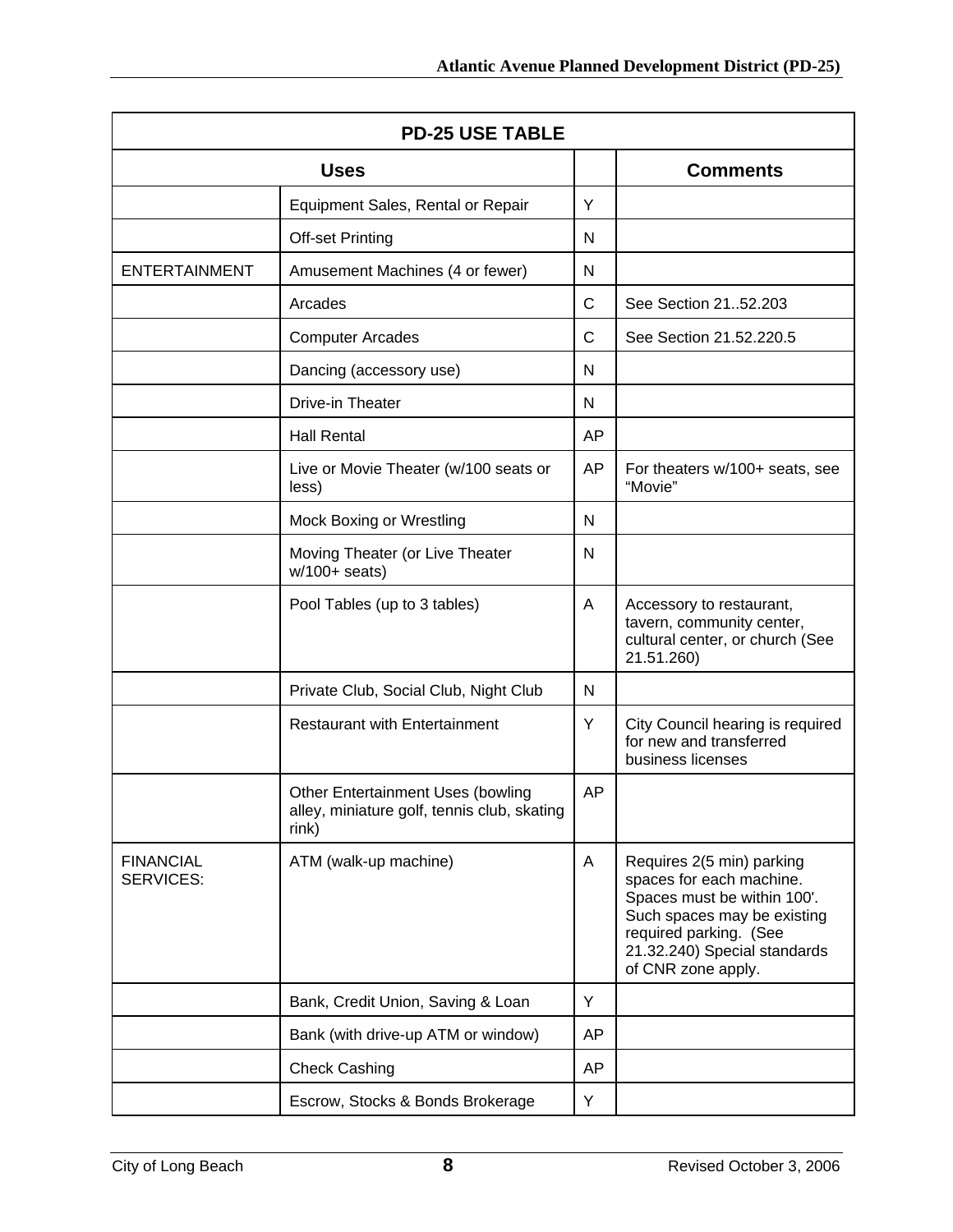| PD-25 USE TABLE | | | |
|---|---|---|---|
| Uses | | | Comments |
| | Equipment Sales, Rental or Repair | Y | |
| | Off-set Printing | N | |
| ENTERTAINMENT | Amusement Machines (4 or fewer) | N | |
| | Arcades | C | See Section 21..52.203 |
| | Computer Arcades | C | See Section 21.52.220.5 |
| | Dancing (accessory use) | N | |
| | Drive-in Theater | N | |
| | Hall Rental | AP | |
| | Live or Movie Theater (w/100 seats or less) | AP | For theaters w/100+ seats, see “Movie” |
| | Mock Boxing or Wrestling | N | |
| | Moving Theater (or Live Theater w/100+ seats) | N | |
| | Pool Tables (up to 3 tables) | A | Accessory to restaurant, tavern, community center, cultural center, or church (See 21.51.260) |
| | Private Club, Social Club, Night Club | N | |
| | Restaurant with Entertainment | Y | City Council hearing is required for new and transferred business licenses |
| | Other Entertainment Uses (bowling alley, miniature golf, tennis club, skating rink) | AP | |
| FINANCIAL SERVICES: | ATM (walk-up machine) | A | Requires 2(5 min) parking spaces for each machine. Spaces must be within 100'. Such spaces may be existing required parking. (See 21.32.240) Special standards of CNR zone apply. |
| | Bank, Credit Union, Saving & Loan | Y | |
| | Bank (with drive-up ATM or window) | AP | |
| | Check Cashing | AP | |
| | Escrow, Stocks & Bonds Brokerage | Y | |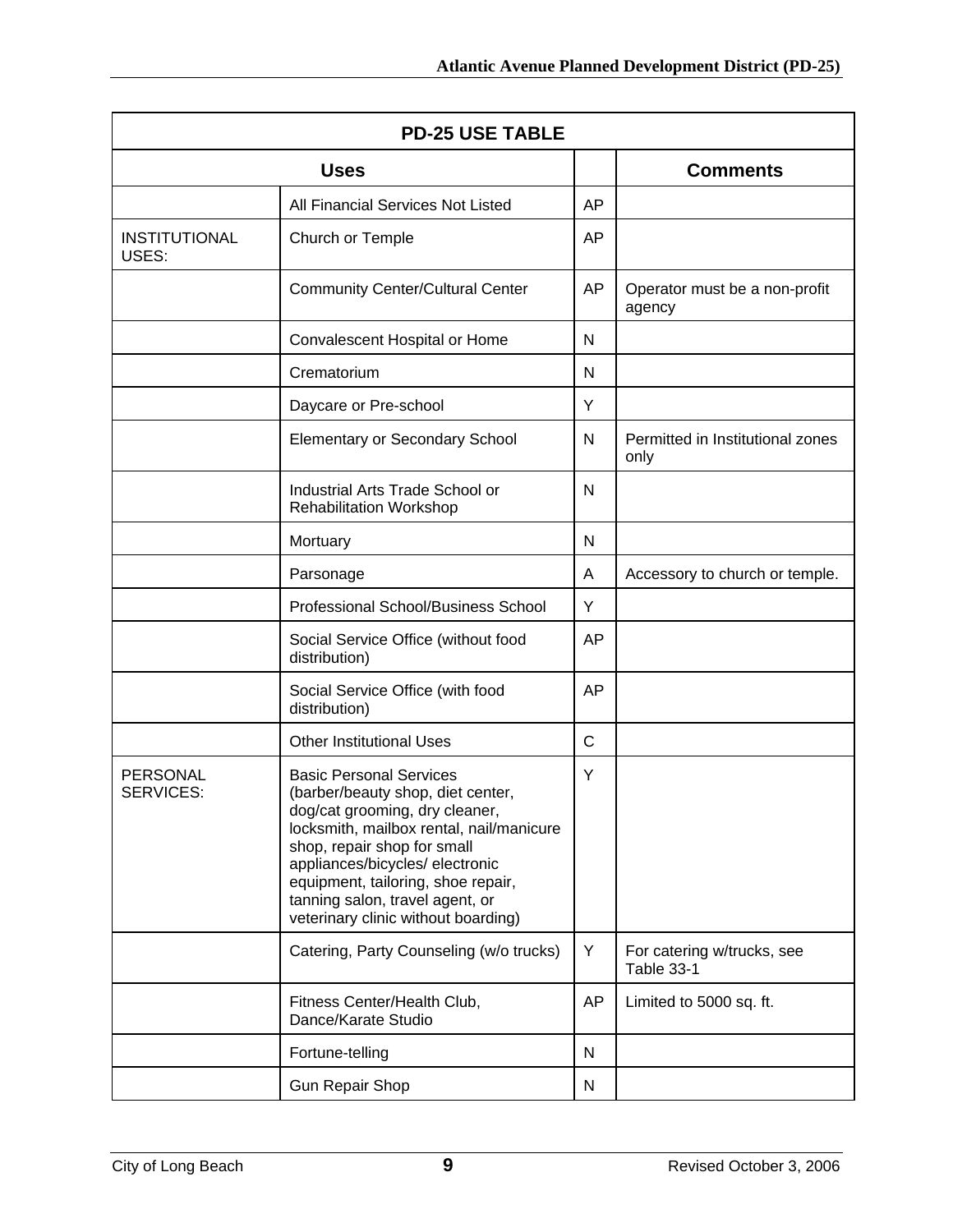| PD-25 USE TABLE | | | |
|---|---|---|---|
| Uses | | | Comments |
| | All Financial Services Not Listed | AP | |
| INSTITUTIONAL USES: | Church or Temple | AP | |
| | Community Center/Cultural Center | AP | Operator must be a non-profit agency |
| | Convalescent Hospital or Home | N | |
| | Crematorium | N | |
| | Daycare or Pre-school | Y | |
| | Elementary or Secondary School | N | Permitted in Institutional zones only |
| | Industrial Arts Trade School or Rehabilitation Workshop | N | |
| | Mortuary | N | |
| | Parsonage | A | Accessory to church or temple. |
| | Professional School/Business School | Y | |
| | Social Service Office (without food distribution) | AP | |
| | Social Service Office (with food distribution) | AP | |
| | Other Institutional Uses | C | |
| PERSONAL SERVICES: | Basic Personal Services (barber/beauty shop, diet center, dog/cat grooming, dry cleaner, locksmith, mailbox rental, nail/manicure shop, repair shop for small appliances/bicycles/ electronic equipment, tailoring, shoe repair, tanning salon, travel agent, or veterinary clinic without boarding) | Y | |
| | Catering, Party Counseling (w/o trucks) | Y | For catering w/trucks, see Table 33-1 |
| | Fitness Center/Health Club, Dance/Karate Studio | AP | Limited to 5000 sq. ft. |
| | Fortune-telling | N | |
| | Gun Repair Shop | N | |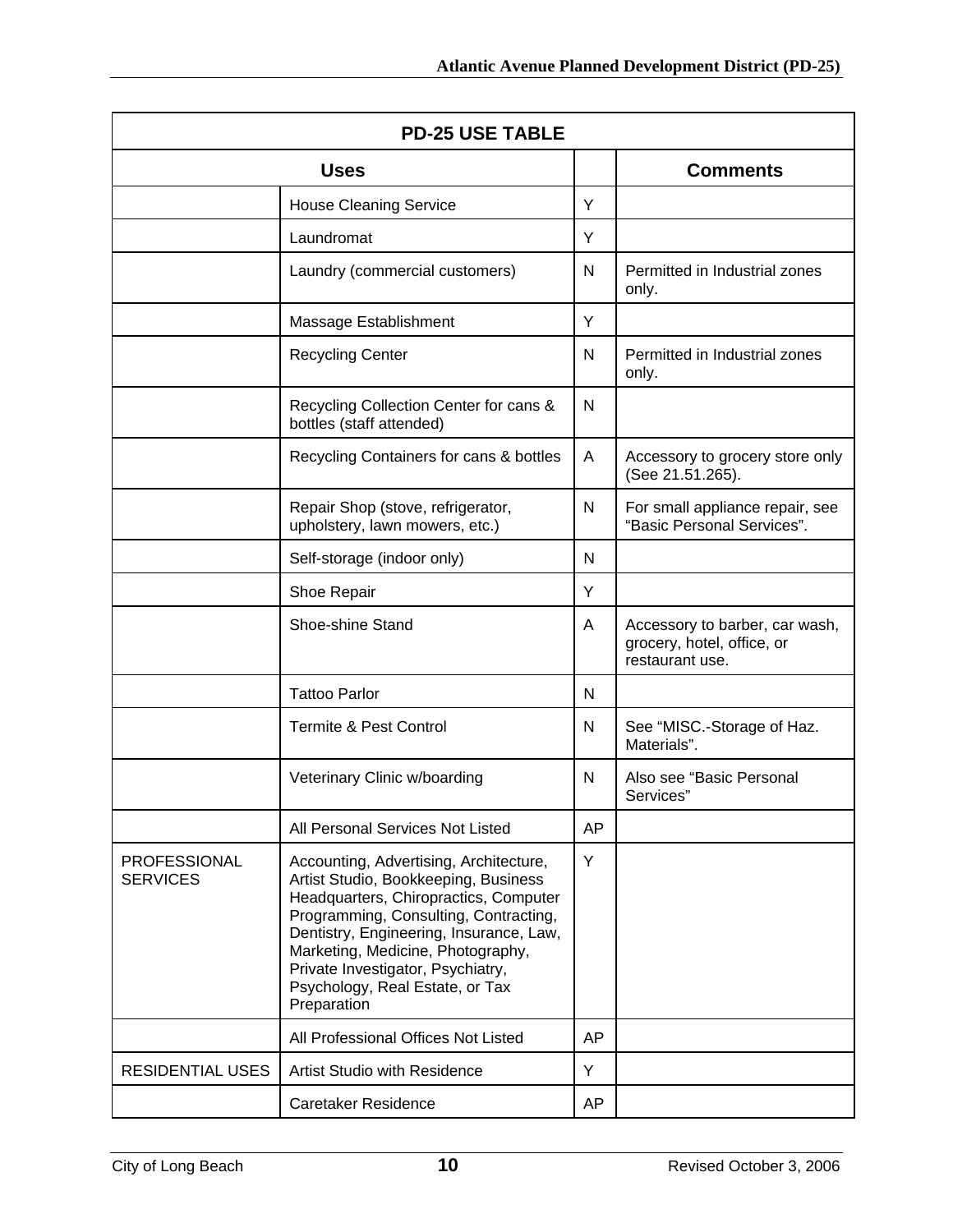| PD-25 USE TABLE | | | |
|---|---|---|---|
| Uses | | | Comments |
| | House Cleaning Service | Y | |
| | Laundromat | Y | |
| | Laundry (commercial customers) | N | Permitted in Industrial zones only. |
| | Massage Establishment | Y | |
| | Recycling Center | N | Permitted in Industrial zones only. |
| | Recycling Collection Center for cans & bottles (staff attended) | N | |
| | Recycling Containers for cans & bottles | A | Accessory to grocery store only (See 21.51.265). |
| | Repair Shop (stove, refrigerator, upholstery, lawn mowers, etc.) | N | For small appliance repair, see "Basic Personal Services". |
| | Self-storage (indoor only) | N | |
| | Shoe Repair | Y | |
| | Shoe-shine Stand | A | Accessory to barber, car wash, grocery, hotel, office, or restaurant use. |
| | Tattoo Parlor | N | |
| | Termite & Pest Control | N | See "MISC.-Storage of Haz. Materials". |
| | Veterinary Clinic w/boarding | N | Also see "Basic Personal Services" |
| | All Personal Services Not Listed | AP | |
| PROFESSIONAL SERVICES | Accounting, Advertising, Architecture, Artist Studio, Bookkeeping, Business Headquarters, Chiropractics, Computer Programming, Consulting, Contracting, Dentistry, Engineering, Insurance, Law, Marketing, Medicine, Photography, Private Investigator, Psychiatry, Psychology, Real Estate, or Tax Preparation | Y | |
| | All Professional Offices Not Listed | AP | |
| RESIDENTIAL USES | Artist Studio with Residence | Y | |
| | Caretaker Residence | AP | |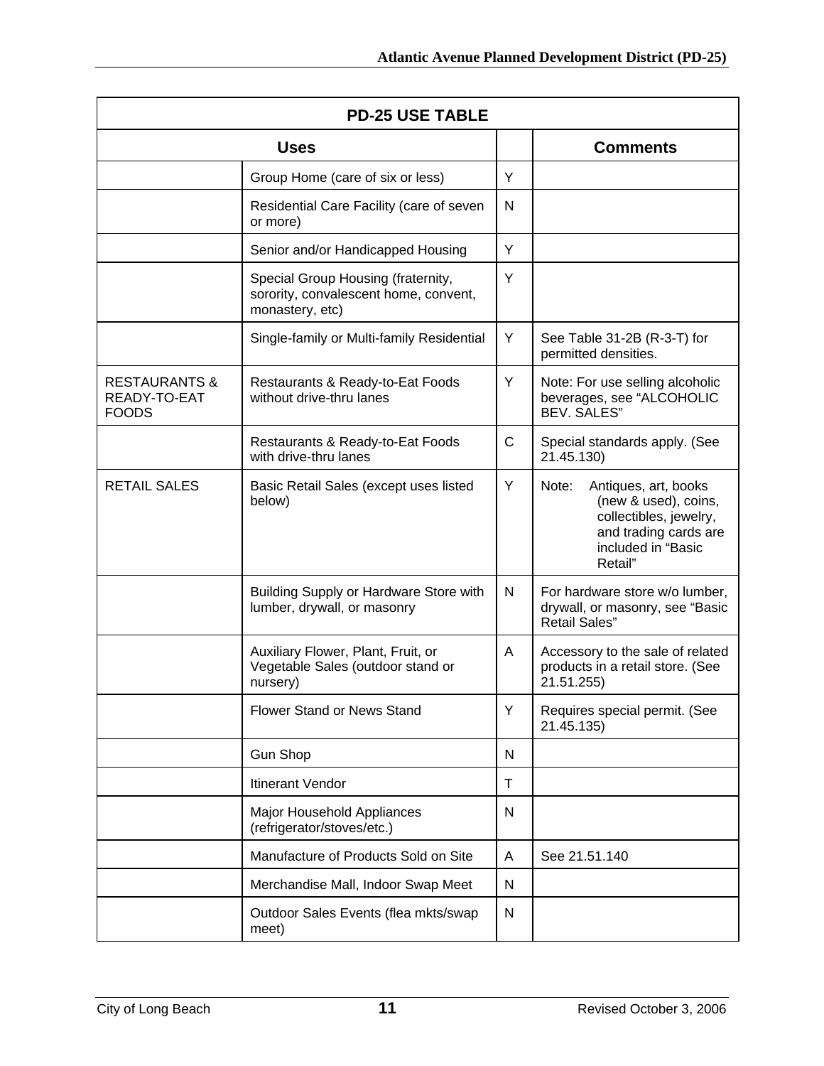| PD-25 USE TABLE | | | |
|---|---|---|---|
| **Uses** | | | **Comments** |
| | Group Home (care of six or less) | Y | |
| | Residential Care Facility (care of seven or more) | N | |
| | Senior and/or Handicapped Housing | Y | |
| | Special Group Housing (fraternity, sorority, convalescent home, convent, monastery, etc) | Y | |
| | Single-family or Multi-family Residential | Y | See Table 31-2B (R-3-T) for permitted densities. |
| RESTAURANTS & READY-TO-EAT FOODS | Restaurants & Ready-to-Eat Foods without drive-thru lanes | Y | Note: For use selling alcoholic beverages, see "ALCOHOLIC BEV. SALES" |
| | Restaurants & Ready-to-Eat Foods with drive-thru lanes | C | Special standards apply. (See 21.45.130) |
| RETAIL SALES | Basic Retail Sales (except uses listed below) | Y | Note: Antiques, art, books (new & used), coins, collectibles, jewelry, and trading cards are included in "Basic Retail" |
| | Building Supply or Hardware Store with lumber, drywall, or masonry | N | For hardware store w/o lumber, drywall, or masonry, see "Basic Retail Sales" |
| | Auxiliary Flower, Plant, Fruit, or Vegetable Sales (outdoor stand or nursery) | A | Accessory to the sale of related products in a retail store. (See 21.51.255) |
| | Flower Stand or News Stand | Y | Requires special permit. (See 21.45.135) |
| | Gun Shop | N | |
| | Itinerant Vendor | T | |
| | Major Household Appliances (refrigerator/stoves/etc.) | N | |
| | Manufacture of Products Sold on Site | A | See 21.51.140 |
| | Merchandise Mall, Indoor Swap Meet | N | |
| | Outdoor Sales Events (flea mkts/swap meet) | N | |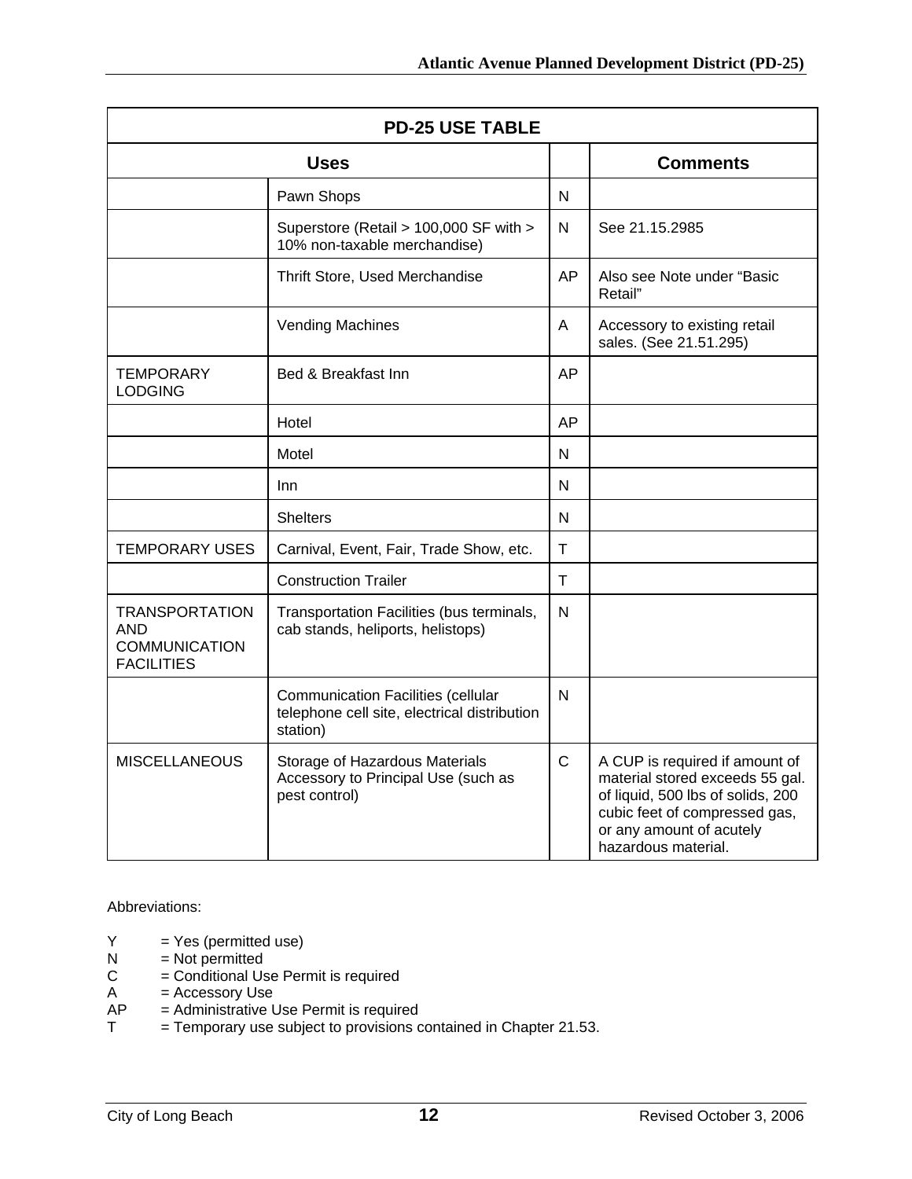| PD-25 USE TABLE | | | |
|---|---|---|---|
| **Uses** | | | **Comments** |
| | Pawn Shops | N | |
| | Superstore (Retail > 100,000 SF with > 10% non-taxable merchandise) | N | See 21.15.2985 |
| | Thrift Store, Used Merchandise | AP | Also see Note under “Basic Retail” |
| | Vending Machines | A | Accessory to existing retail sales. (See 21.51.295) |
| TEMPORARY LODGING | Bed & Breakfast Inn | AP | |
| | Hotel | AP | |
| | Motel | N | |
| | Inn | N | |
| | Shelters | N | |
| TEMPORARY USES | Carnival, Event, Fair, Trade Show, etc. | T | |
| | Construction Trailer | T | |
| TRANSPORTATION AND COMMUNICATION FACILITIES | Transportation Facilities (bus terminals, cab stands, heliports, helistops) | N | |
| | Communication Facilities (cellular telephone cell site, electrical distribution station) | N | |
| MISCELLANEOUS | Storage of Hazardous Materials Accessory to Principal Use (such as pest control) | C | A CUP is required if amount of material stored exceeds 55 gal. of liquid, 500 lbs of solids, 200 cubic feet of compressed gas, or any amount of acutely hazardous material. |

Abbreviations:

Y = Yes (permitted use)
N = Not permitted
C = Conditional Use Permit is required
A = Accessory Use
AP = Administrative Use Permit is required
T = Temporary use subject to provisions contained in Chapter 21.53.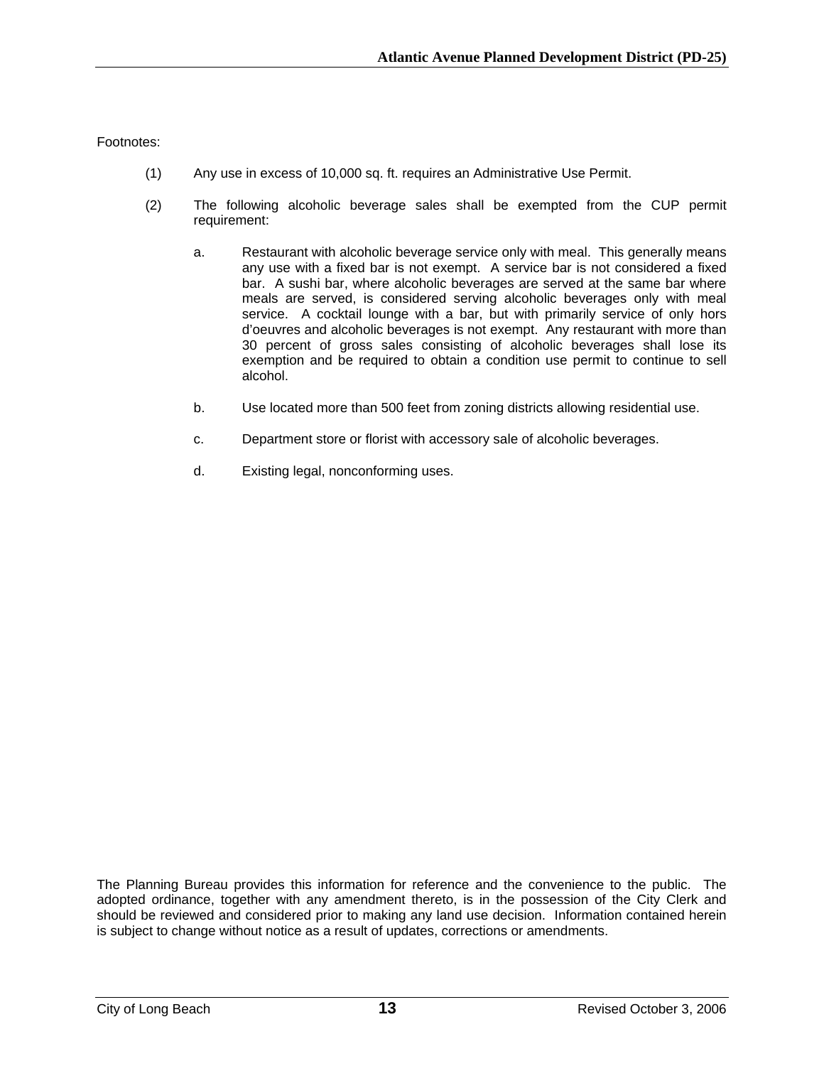Footnotes:

(1) Any use in excess of 10,000 sq. ft. requires an Administrative Use Permit.

(2) The following alcoholic beverage sales shall be exempted from the CUP permit requirement:

   a. Restaurant with alcoholic beverage service only with meal. This generally means any use with a fixed bar is not exempt. A service bar is not considered a fixed bar. A sushi bar, where alcoholic beverages are served at the same bar where meals are served, is considered serving alcoholic beverages only with meal service. A cocktail lounge with a bar, but with primarily service of only hors d'oeuvres and alcoholic beverages is not exempt. Any restaurant with more than 30 percent of gross sales consisting of alcoholic beverages shall lose its exemption and be required to obtain a condition use permit to continue to sell alcohol.

   b. Use located more than 500 feet from zoning districts allowing residential use.

   c. Department store or florist with accessory sale of alcoholic beverages.

   d. Existing legal, nonconforming uses.

The Planning Bureau provides this information for reference and the convenience to the public. The adopted ordinance, together with any amendment thereto, is in the possession of the City Clerk and should be reviewed and considered prior to making any land use decision. Information contained herein is subject to change without notice as a result of updates, corrections or amendments.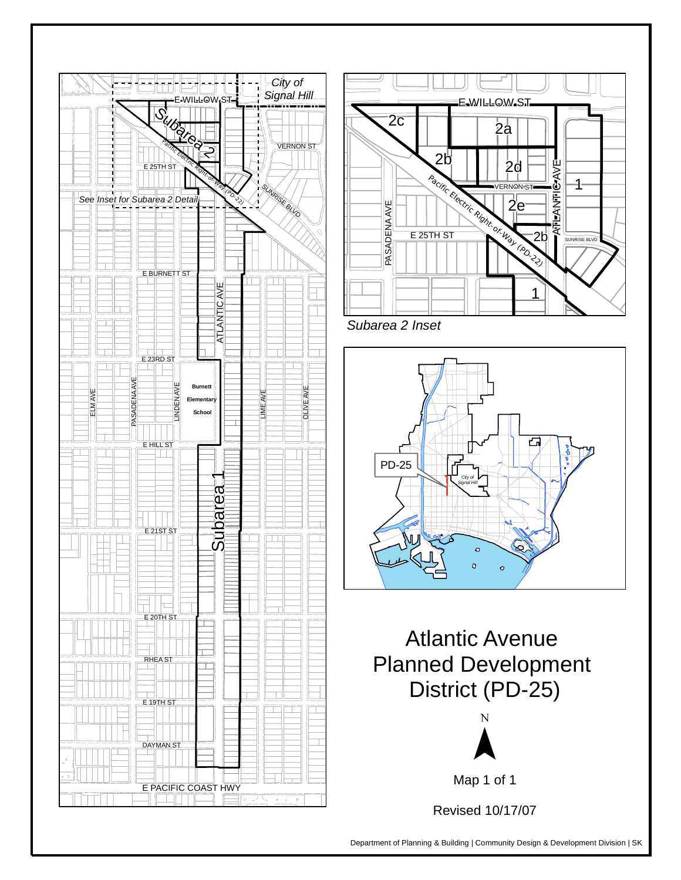City of Signal Hill

E WILLOW ST

Subarea 2

VERNON ST

E 25TH ST

Pacific Electric Right-of-Way (PD-22)

SUNRISE BLVD

See Inset for Subarea 2 Detail

E BURNETT ST

ATLANTIC AVE

E 23RD ST

ELM AVE

PASADENA AVE

LINDEN AVE

Burnett Elementary School

LIME AVE

OLIVE AVE

E HILL ST

Subarea 1

E 21ST ST

E 20TH ST

RHEA ST

E 19TH ST

DAYMAN ST

E PACIFIC COAST HWY

E WILLOW ST

2c

2a

2b

2d

VERNON ST

1

2e

PASADENA AVE

E 25TH ST

2b

SUNRISE BLVD

ATLANTIC AVE

1

Pacific Electric Right-of-Way (PD-22)

*Subarea 2 Inset*

PD-25

City of Signal Hill

# Atlantic Avenue Planned Development District (PD-25)

N

Map 1 of 1

Revised 10/17/07

Department of Planning & Building | Community Design & Development Division | SK